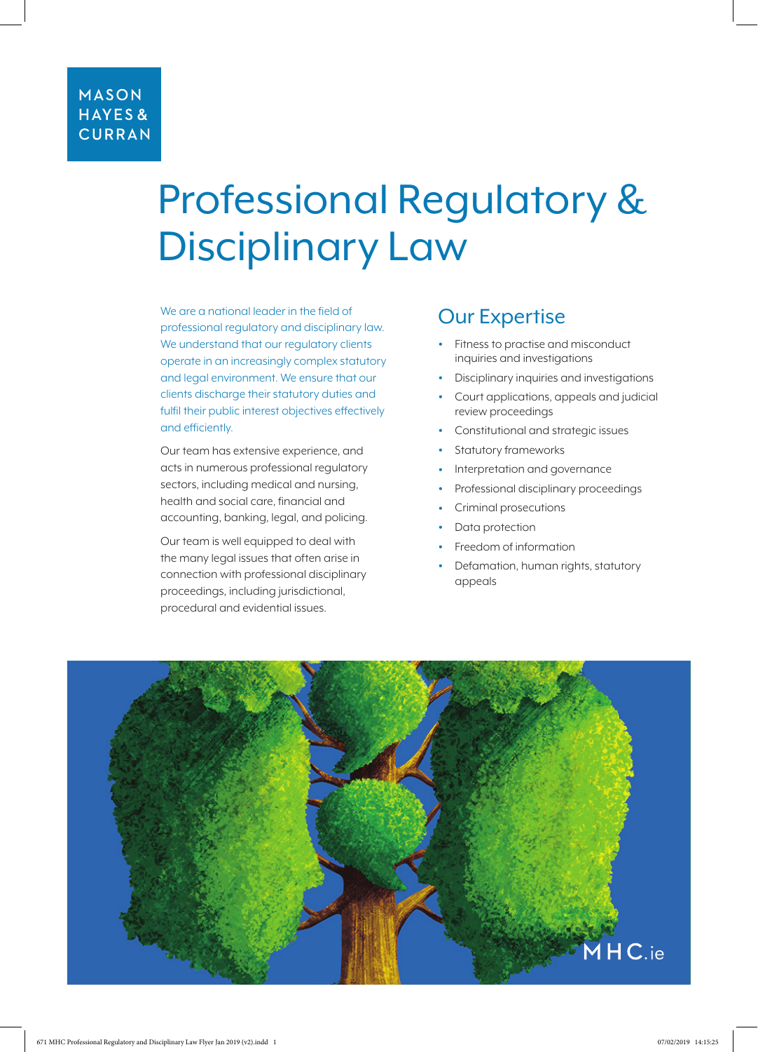MASON HAYES & CURRAN

# Professional Regulatory & Disciplinary Law

We are a national leader in the field of professional regulatory and disciplinary law. We understand that our regulatory clients operate in an increasingly complex statutory and legal environment. We ensure that our clients discharge their statutory duties and fulfil their public interest objectives effectively and efficiently.

Our team has extensive experience, and acts in numerous professional regulatory sectors, including medical and nursing, health and social care, financial and accounting, banking, legal, and policing.

Our team is well equipped to deal with the many legal issues that often arise in connection with professional disciplinary proceedings, including jurisdictional, procedural and evidential issues.

## Our Expertise

- Fitness to practise and misconduct inquiries and investigations
- Disciplinary inquiries and investigations
- Court applications, appeals and judicial review proceedings
- Constitutional and strategic issues
- Statutory frameworks
- Interpretation and governance
- Professional disciplinary proceedings
- Criminal prosecutions
- Data protection
- Freedom of information
- Defamation, human rights, statutory appeals

MHC.ie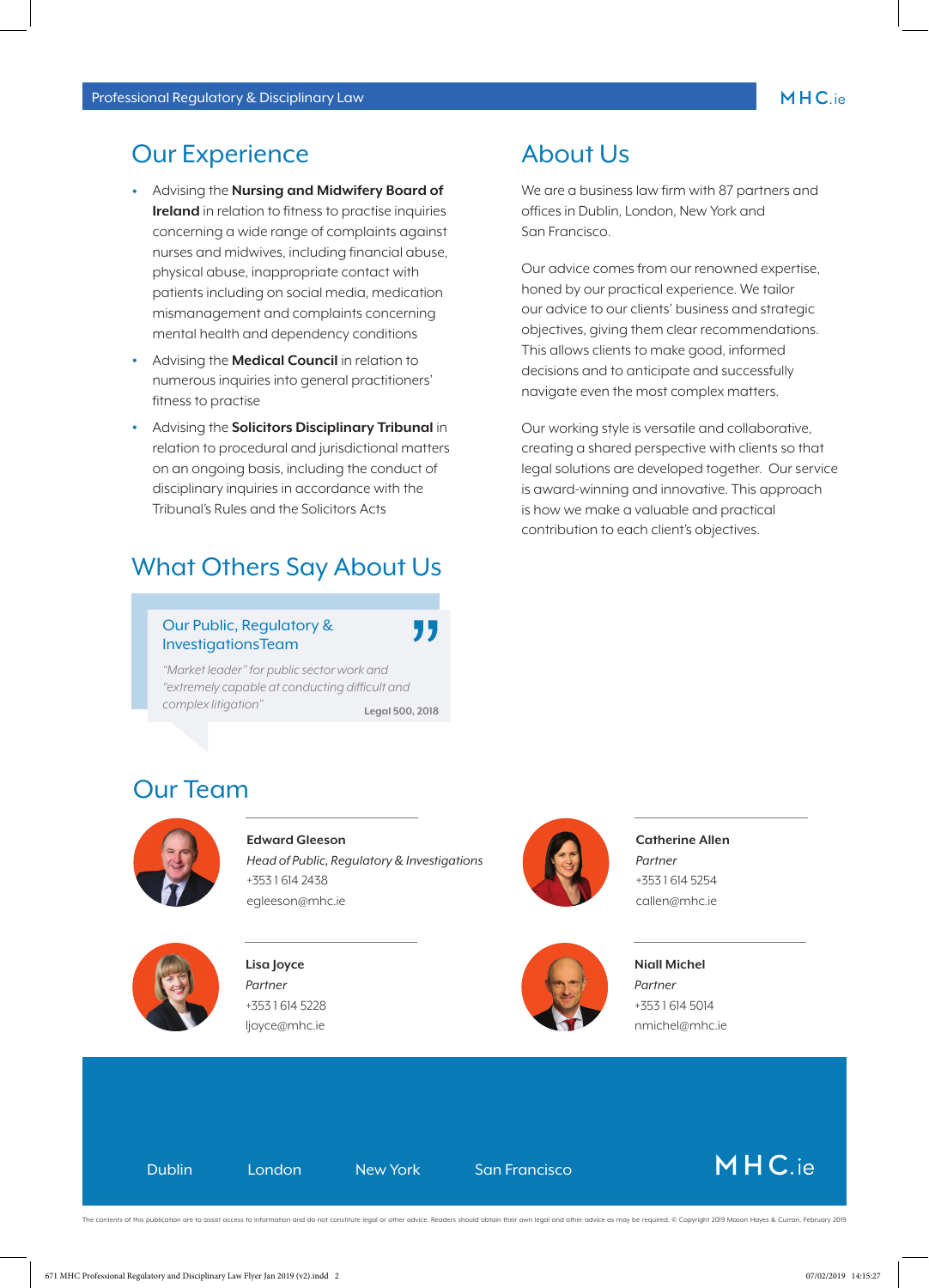## Our Experience

- Advising the **Nursing and Midwifery Board of Ireland** in relation to fitness to practise inquiries concerning a wide range of complaints against nurses and midwives, including financial abuse, physical abuse, inappropriate contact with patients including on social media, medication mismanagement and complaints concerning mental health and dependency conditions
- Advising the **Medical Council** in relation to numerous inquiries into general practitioners' fitness to practise
- Advising the **Solicitors Disciplinary Tribunal** in relation to procedural and jurisdictional matters on an ongoing basis, including the conduct of disciplinary inquiries in accordance with the Tribunal's Rules and the Solicitors Acts

## What Others Say About Us

**Our Public, Regulatory & InvestigationsTeam**

*"Market leader" for public sector work and "extremely capable at conducting difficult and complex litigation"*

**Legal 500, 2018**

## About Us

We are a business law firm with 87 partners and offices in Dublin, London, New York and San Francisco.

Our advice comes from our renowned expertise, honed by our practical experience. We tailor our advice to our clients' business and strategic objectives, giving them clear recommendations. This allows clients to make good, informed decisions and to anticipate and successfully navigate even the most complex matters.

Our working style is versatile and collaborative, creating a shared perspective with clients so that legal solutions are developed together. Our service is award-winning and innovative. This approach is how we make a valuable and practical contribution to each client's objectives.

## Our Team

**Edward Gleeson**
*Head of Public, Regulatory & Investigations*
+353 1 614 2438
egleeson@mhc.ie

**Catherine Allen**
*Partner*
+353 1 614 5254
callen@mhc.ie

**Lisa Joyce**
*Partner*
+353 1 614 5228
ljoyce@mhc.ie

**Niall Michel**
*Partner*
+353 1 614 5014
nmichel@mhc.ie

Dublin London New York San Francisco

MHC.ie

The contents of this publication are to assist access to information and do not constitute legal or other advice. Readers should obtain their own legal and other advice as may be required. © Copyright 2019 Mason Hayes & Curran. February 2019